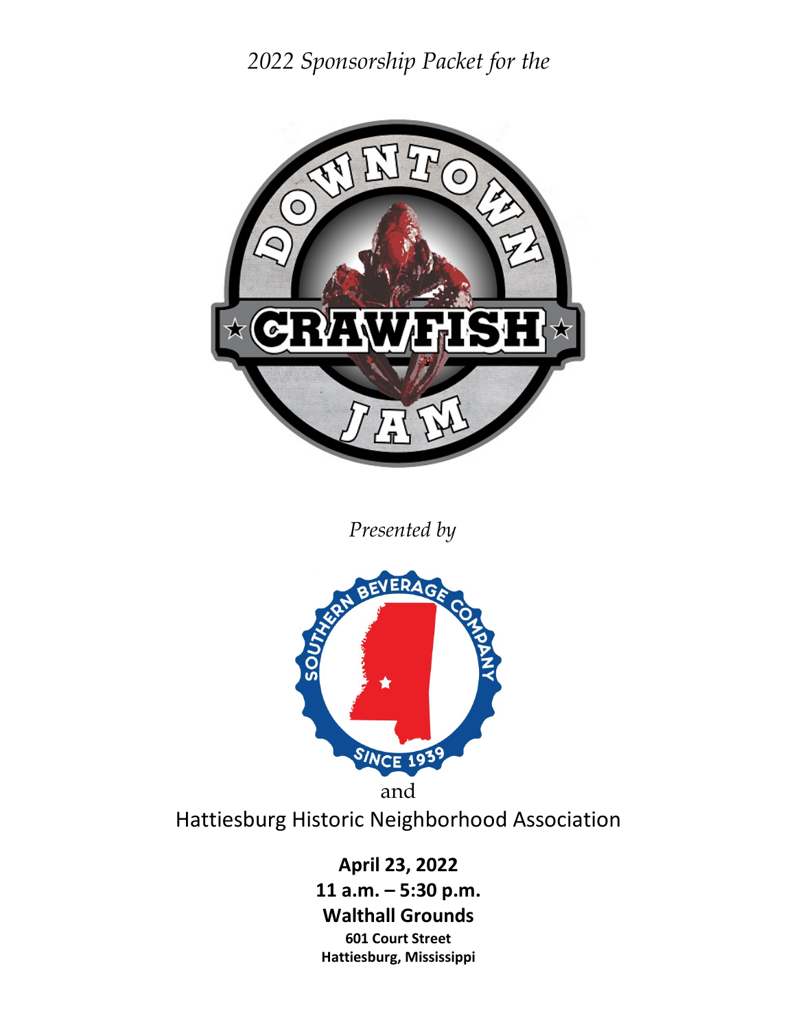*2022 Sponsorship Packet for the*

# DOWNTOWN CRAWFISH JAM

*Presented by*

SOUTHERN BEVERAGE COMPANY
SINCE 1939

and

Hattiesburg Historic Neighborhood Association

**April 23, 2022**
**11 a.m. – 5:30 p.m.**
**Walthall Grounds**
**601 Court Street**
**Hattiesburg, Mississippi**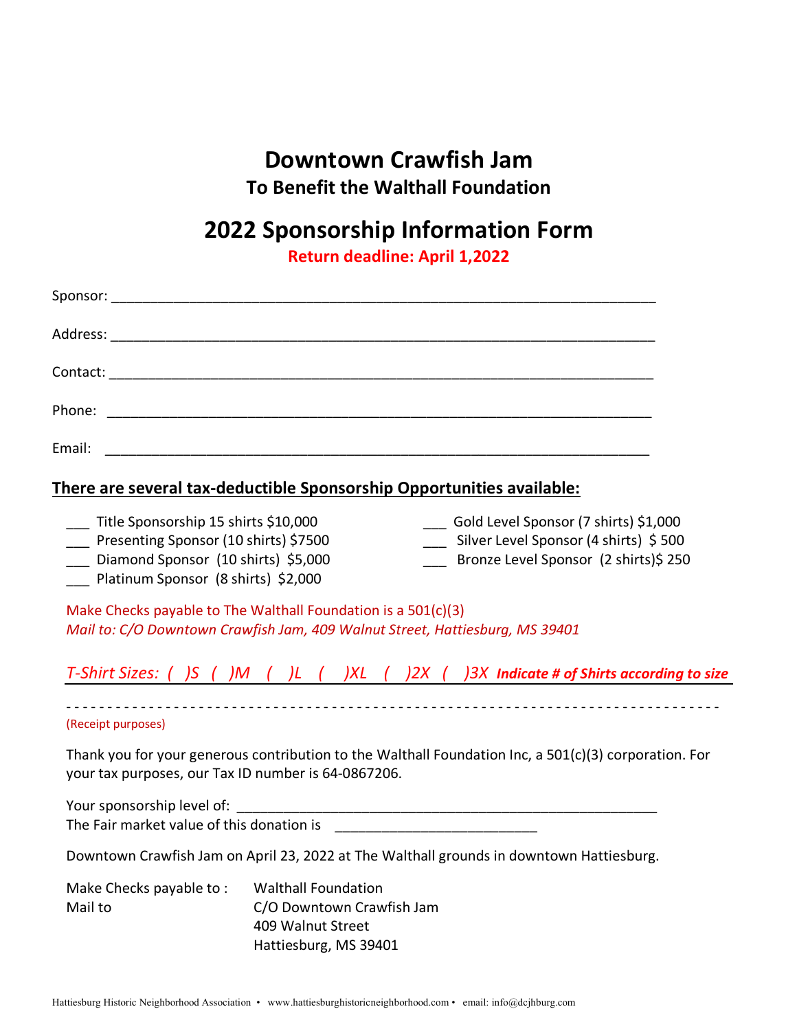# Downtown Crawfish Jam

## To Benefit the Walthall Foundation

# 2022 Sponsorship Information Form

**Return deadline: April 1,2022**

Sponsor: ________________________________________________________________________

Address: ________________________________________________________________________

Contact: ________________________________________________________________________

Phone: ________________________________________________________________________

Email: ________________________________________________________________________

**There are several tax-deductible Sponsorship Opportunities available:**

___ Title Sponsorship 15 shirts $10,000
___ Presenting Sponsor (10 shirts) $7500
___ Diamond Sponsor (10 shirts) $5,000
___ Platinum Sponsor (8 shirts) $2,000
___ Gold Level Sponsor (7 shirts) $1,000
___ Silver Level Sponsor (4 shirts) $ 500
___ Bronze Level Sponsor (2 shirts)$ 250

Make Checks payable to The Walthall Foundation is a 501(c)(3)
*Mail to: C/O Downtown Crawfish Jam, 409 Walnut Street, Hattiesburg, MS 39401*

*T-Shirt Sizes: ( )S ( )M ( )L ( )XL ( )2X ( )3X* ***Indicate # of Shirts according to size***

- - - - - - - - - - - - - - - - - - - - - - - - - - - - - - - - - - - - - - - - - - - - - - - - - - - - - - - - - - - - - - - - - - - - - - - - - - -

(Receipt purposes)

Thank you for your generous contribution to the Walthall Foundation Inc, a 501(c)(3) corporation. For your tax purposes, our Tax ID number is 64-0867206.

Your sponsorship level of: ________________________________________________________

The Fair market value of this donation is __________________________

Downtown Crawfish Jam on April 23, 2022 at The Walthall grounds in downtown Hattiesburg.

Make Checks payable to : Walthall Foundation
Mail to C/O Downtown Crawfish Jam
409 Walnut Street
Hattiesburg, MS 39401

Hattiesburg Historic Neighborhood Association • www.hattiesburghistoricneighborhood.com • email: info@dcjhburg.com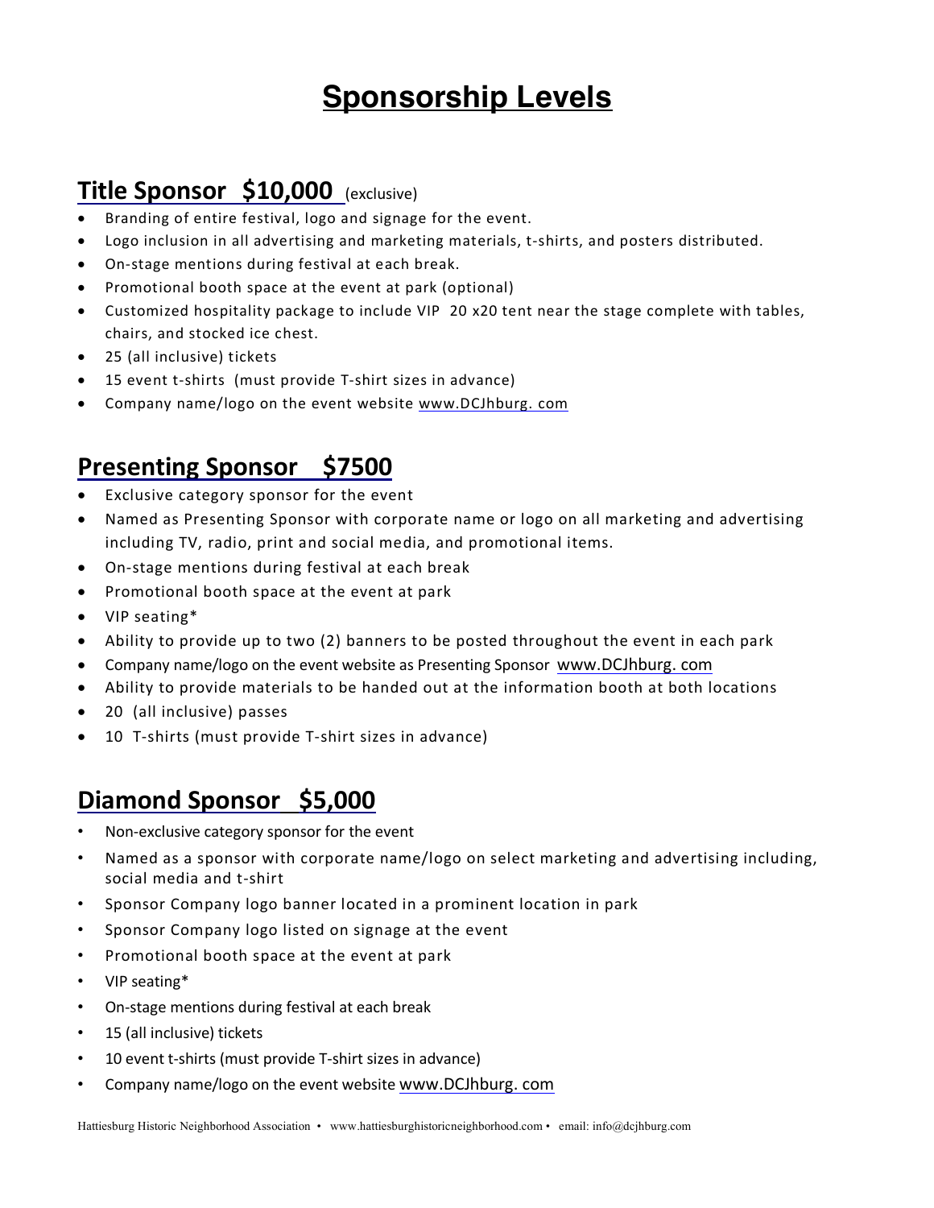# Sponsorship Levels

## Title Sponsor $10,000 (exclusive)

- Branding of entire festival, logo and signage for the event.
- Logo inclusion in all advertising and marketing materials, t-shirts, and posters distributed.
- On-stage mentions during festival at each break.
- Promotional booth space at the event at park (optional)
- Customized hospitality package to include VIP 20 x20 tent near the stage complete with tables, chairs, and stocked ice chest.
- 25 (all inclusive) tickets
- 15 event t-shirts (must provide T-shirt sizes in advance)
- Company name/logo on the event website www.DCJhburg. com

## Presenting Sponsor $7500

- Exclusive category sponsor for the event
- Named as Presenting Sponsor with corporate name or logo on all marketing and advertising including TV, radio, print and social media, and promotional items.
- On-stage mentions during festival at each break
- Promotional booth space at the event at park
- VIP seating*
- Ability to provide up to two (2) banners to be posted throughout the event in each park
- Company name/logo on the event website as Presenting Sponsor www.DCJhburg. com
- Ability to provide materials to be handed out at the information booth at both locations
- 20 (all inclusive) passes
- 10 T-shirts (must provide T-shirt sizes in advance)

## Diamond Sponsor $5,000

- Non-exclusive category sponsor for the event
- Named as a sponsor with corporate name/logo on select marketing and advertising including, social media and t-shirt
- Sponsor Company logo banner located in a prominent location in park
- Sponsor Company logo listed on signage at the event
- Promotional booth space at the event at park
- VIP seating*
- On-stage mentions during festival at each break
- 15 (all inclusive) tickets
- 10 event t-shirts (must provide T-shirt sizes in advance)
- Company name/logo on the event website www.DCJhburg. com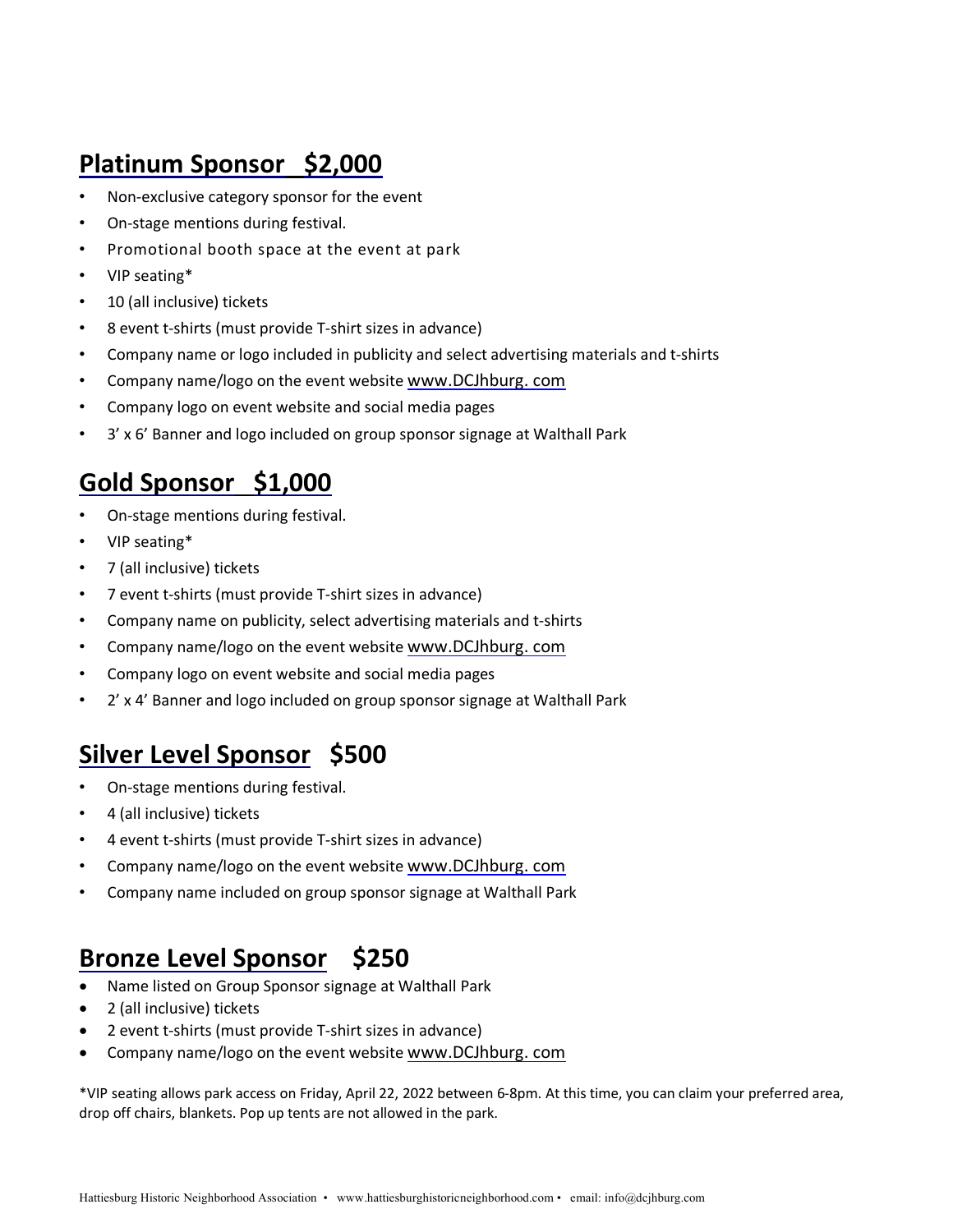## Platinum Sponsor $2,000

- Non-exclusive category sponsor for the event
- On-stage mentions during festival.
- Promotional booth space at the event at park
- VIP seating*
- 10 (all inclusive) tickets
- 8 event t-shirts (must provide T-shirt sizes in advance)
- Company name or logo included in publicity and select advertising materials and t-shirts
- Company name/logo on the event website www.DCJhburg. com
- Company logo on event website and social media pages
- 3' x 6' Banner and logo included on group sponsor signage at Walthall Park

## Gold Sponsor $1,000

- On-stage mentions during festival.
- VIP seating*
- 7 (all inclusive) tickets
- 7 event t-shirts (must provide T-shirt sizes in advance)
- Company name on publicity, select advertising materials and t-shirts
- Company name/logo on the event website www.DCJhburg. com
- Company logo on event website and social media pages
- 2' x 4' Banner and logo included on group sponsor signage at Walthall Park

## Silver Level Sponsor $500

- On-stage mentions during festival.
- 4 (all inclusive) tickets
- 4 event t-shirts (must provide T-shirt sizes in advance)
- Company name/logo on the event website www.DCJhburg. com
- Company name included on group sponsor signage at Walthall Park

## Bronze Level Sponsor $250

- Name listed on Group Sponsor signage at Walthall Park
- 2 (all inclusive) tickets
- 2 event t-shirts (must provide T-shirt sizes in advance)
- Company name/logo on the event website www.DCJhburg. com

*VIP seating allows park access on Friday, April 22, 2022 between 6-8pm. At this time, you can claim your preferred area, drop off chairs, blankets. Pop up tents are not allowed in the park.

Hattiesburg Historic Neighborhood Association • www.hattiesburghistoricneighborhood.com • email: info@dcjhburg.com